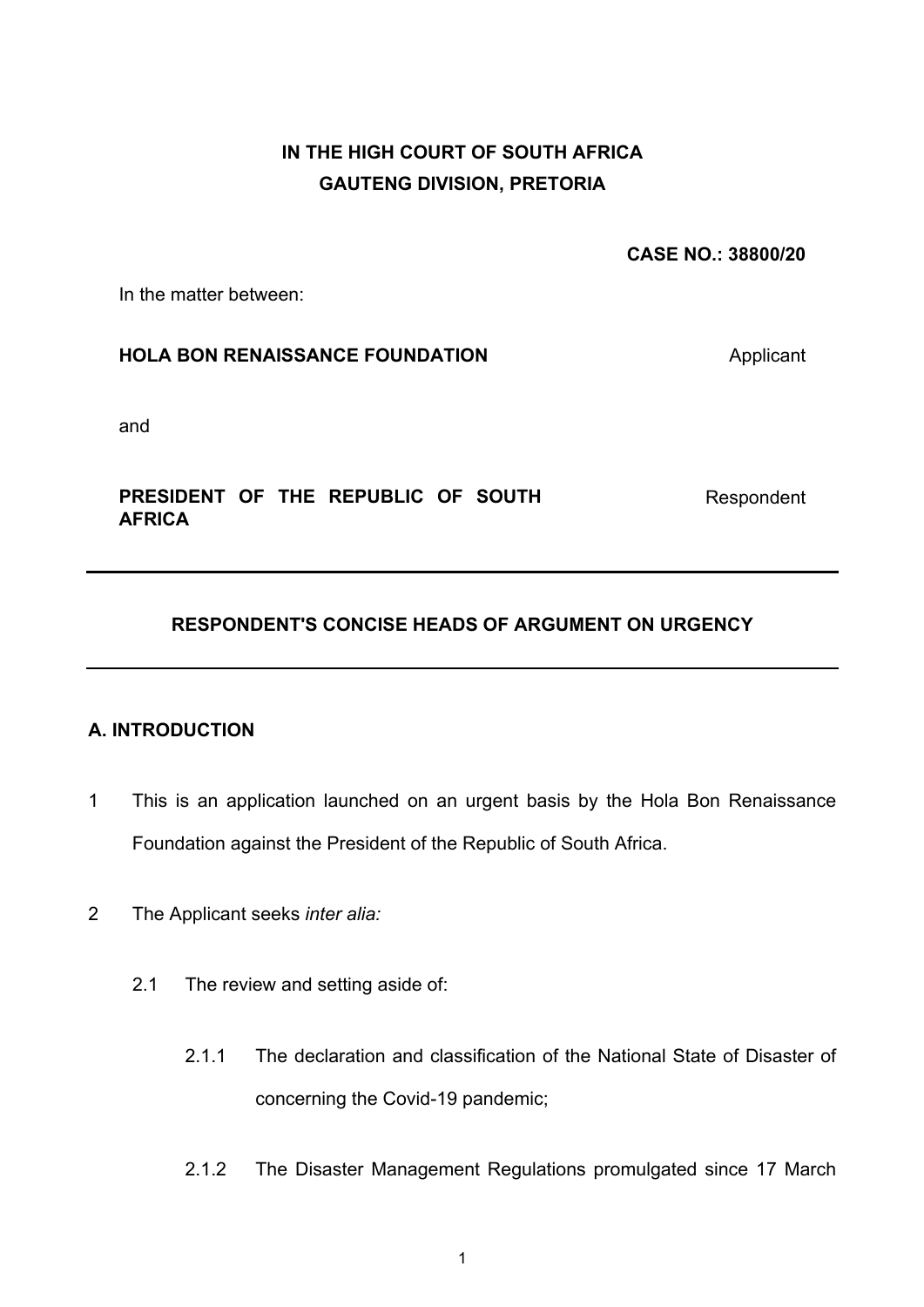**IN THE HIGH COURT OF SOUTH AFRICA**
**GAUTENG DIVISION, PRETORIA**

**CASE NO.: 38800/20**

In the matter between:

**HOLA BON RENAISSANCE FOUNDATION** Applicant

and

**PRESIDENT OF THE REPUBLIC OF SOUTH AFRICA** Respondent

---

## RESPONDENT'S CONCISE HEADS OF ARGUMENT ON URGENCY

---

### A. INTRODUCTION

1 This is an application launched on an urgent basis by the Hola Bon Renaissance Foundation against the President of the Republic of South Africa.

2 The Applicant seeks *inter alia:*

2.1 The review and setting aside of:

2.1.1 The declaration and classification of the National State of Disaster of concerning the Covid-19 pandemic;

2.1.2 The Disaster Management Regulations promulgated since 17 March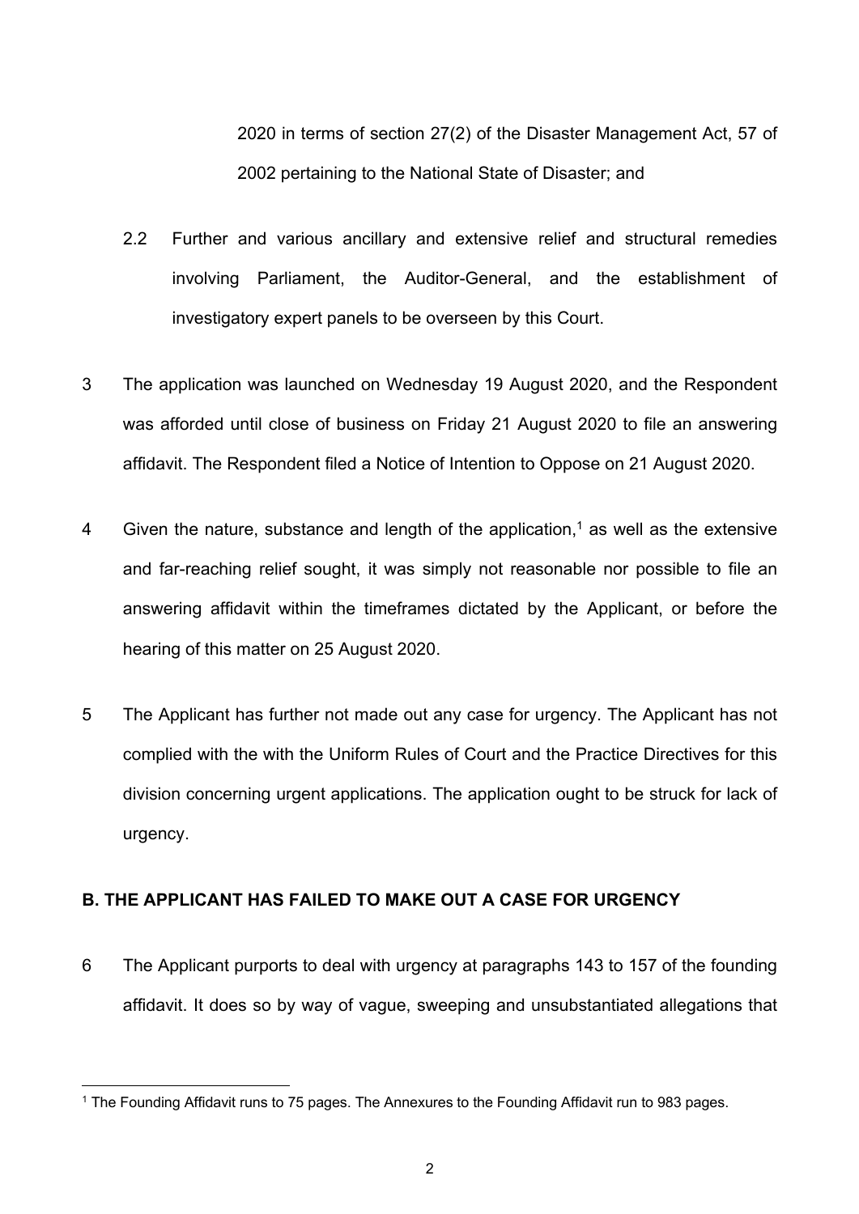2020 in terms of section 27(2) of the Disaster Management Act, 57 of 2002 pertaining to the National State of Disaster; and

2.2 Further and various ancillary and extensive relief and structural remedies involving Parliament, the Auditor-General, and the establishment of investigatory expert panels to be overseen by this Court.

3 The application was launched on Wednesday 19 August 2020, and the Respondent was afforded until close of business on Friday 21 August 2020 to file an answering affidavit. The Respondent filed a Notice of Intention to Oppose on 21 August 2020.

4 Given the nature, substance and length of the application,[1] as well as the extensive and far-reaching relief sought, it was simply not reasonable nor possible to file an answering affidavit within the timeframes dictated by the Applicant, or before the hearing of this matter on 25 August 2020.

5 The Applicant has further not made out any case for urgency. The Applicant has not complied with the with the Uniform Rules of Court and the Practice Directives for this division concerning urgent applications. The application ought to be struck for lack of urgency.

**B. THE APPLICANT HAS FAILED TO MAKE OUT A CASE FOR URGENCY**

6 The Applicant purports to deal with urgency at paragraphs 143 to 157 of the founding affidavit. It does so by way of vague, sweeping and unsubstantiated allegations that

[1] The Founding Affidavit runs to 75 pages. The Annexures to the Founding Affidavit run to 983 pages.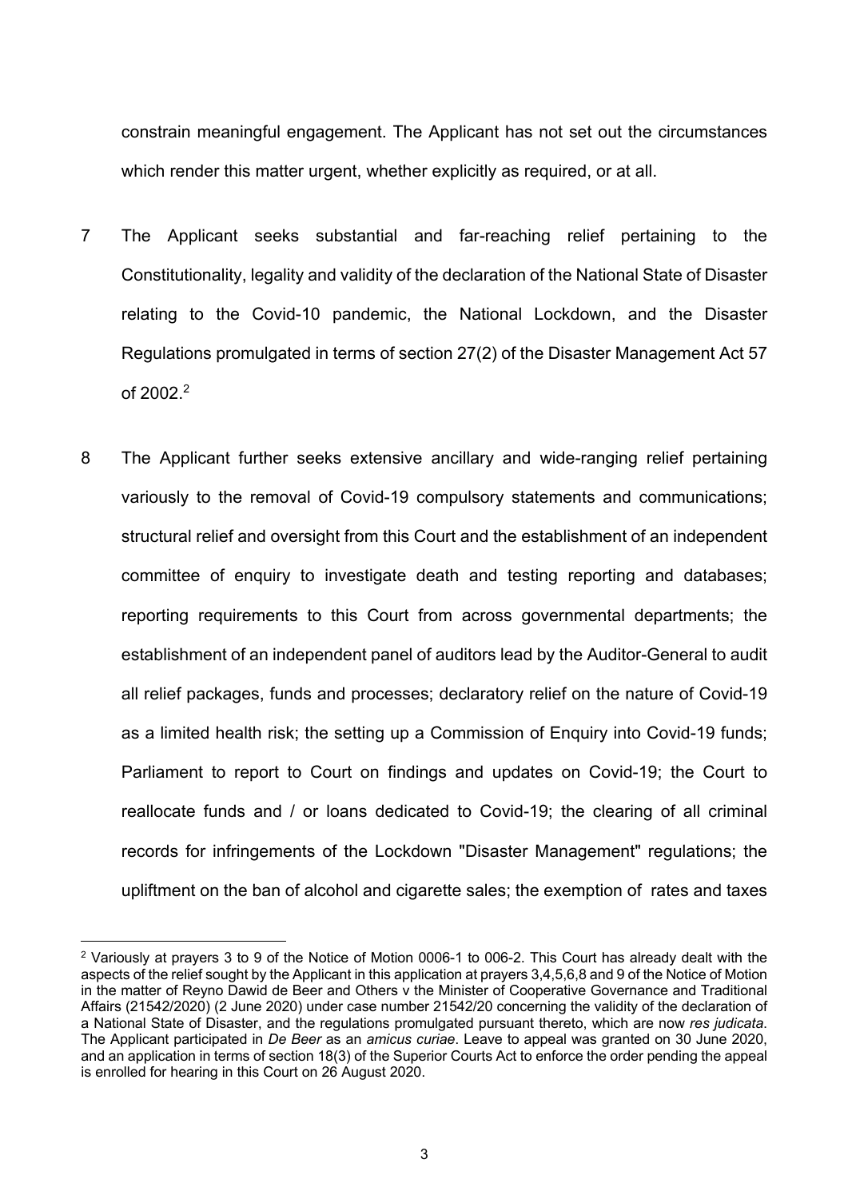constrain meaningful engagement. The Applicant has not set out the circumstances which render this matter urgent, whether explicitly as required, or at all.

7 The Applicant seeks substantial and far-reaching relief pertaining to the Constitutionality, legality and validity of the declaration of the National State of Disaster relating to the Covid-10 pandemic, the National Lockdown, and the Disaster Regulations promulgated in terms of section 27(2) of the Disaster Management Act 57 of 2002.[2]

8 The Applicant further seeks extensive ancillary and wide-ranging relief pertaining variously to the removal of Covid-19 compulsory statements and communications; structural relief and oversight from this Court and the establishment of an independent committee of enquiry to investigate death and testing reporting and databases; reporting requirements to this Court from across governmental departments; the establishment of an independent panel of auditors lead by the Auditor-General to audit all relief packages, funds and processes; declaratory relief on the nature of Covid-19 as a limited health risk; the setting up a Commission of Enquiry into Covid-19 funds; Parliament to report to Court on findings and updates on Covid-19; the Court to reallocate funds and / or loans dedicated to Covid-19; the clearing of all criminal records for infringements of the Lockdown "Disaster Management" regulations; the upliftment on the ban of alcohol and cigarette sales; the exemption of rates and taxes

[2] Variously at prayers 3 to 9 of the Notice of Motion 0006-1 to 006-2. This Court has already dealt with the aspects of the relief sought by the Applicant in this application at prayers 3,4,5,6,8 and 9 of the Notice of Motion in the matter of Reyno Dawid de Beer and Others v the Minister of Cooperative Governance and Traditional Affairs (21542/2020) (2 June 2020) under case number 21542/20 concerning the validity of the declaration of a National State of Disaster, and the regulations promulgated pursuant thereto, which are now *res judicata*. The Applicant participated in *De Beer* as an *amicus curiae*. Leave to appeal was granted on 30 June 2020, and an application in terms of section 18(3) of the Superior Courts Act to enforce the order pending the appeal is enrolled for hearing in this Court on 26 August 2020.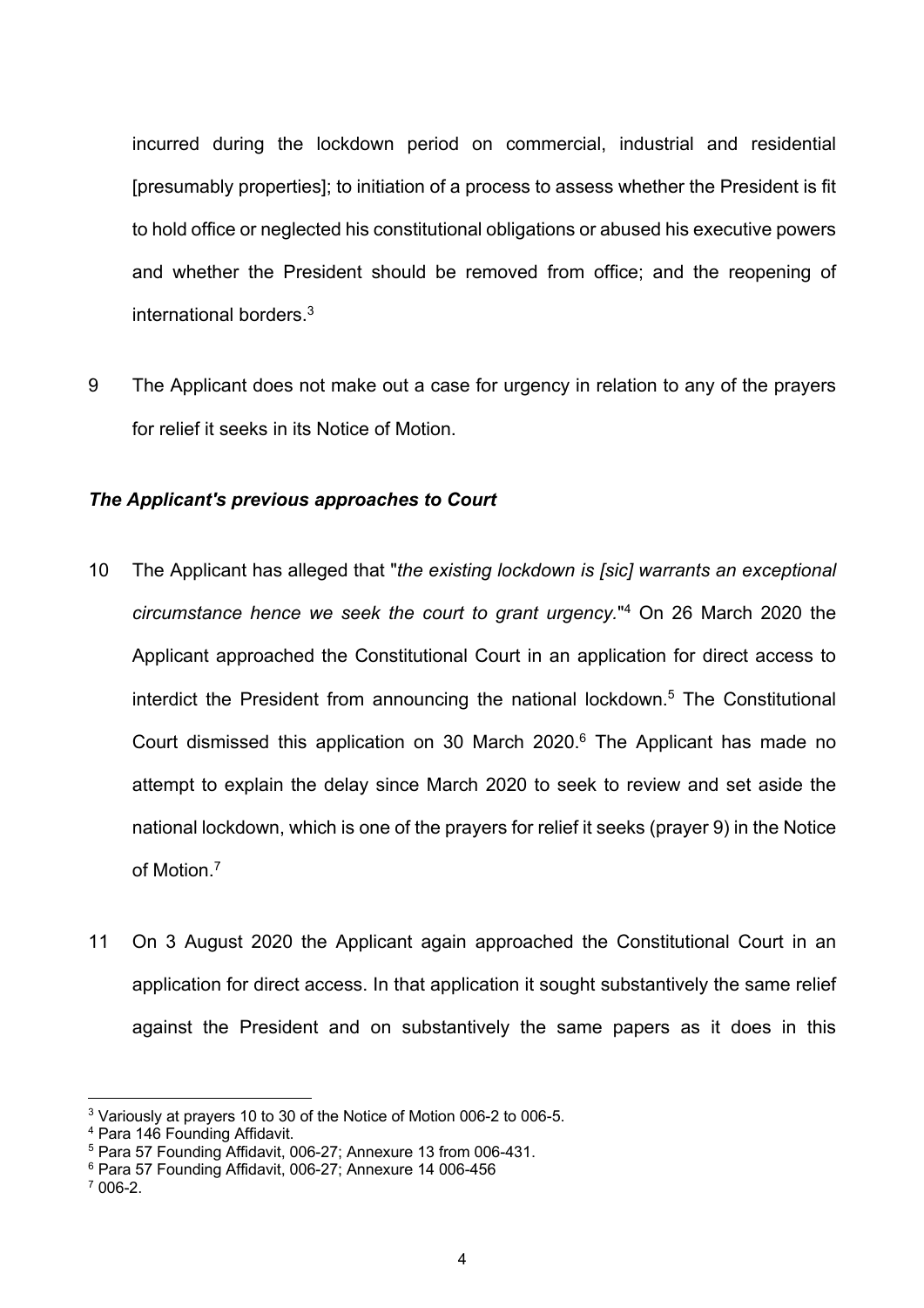incurred during the lockdown period on commercial, industrial and residential [presumably properties]; to initiation of a process to assess whether the President is fit to hold office or neglected his constitutional obligations or abused his executive powers and whether the President should be removed from office; and the reopening of international borders.[3]

9 The Applicant does not make out a case for urgency in relation to any of the prayers for relief it seeks in its Notice of Motion.

***The Applicant's previous approaches to Court***

10 The Applicant has alleged that "*the existing lockdown is [sic] warrants an exceptional circumstance hence we seek the court to grant urgency.*"[4] On 26 March 2020 the Applicant approached the Constitutional Court in an application for direct access to interdict the President from announcing the national lockdown.[5] The Constitutional Court dismissed this application on 30 March 2020.[6] The Applicant has made no attempt to explain the delay since March 2020 to seek to review and set aside the national lockdown, which is one of the prayers for relief it seeks (prayer 9) in the Notice of Motion.[7]

11 On 3 August 2020 the Applicant again approached the Constitutional Court in an application for direct access. In that application it sought substantively the same relief against the President and on substantively the same papers as it does in this

---

[3] Variously at prayers 10 to 30 of the Notice of Motion 006-2 to 006-5.
[4] Para 146 Founding Affidavit.
[5] Para 57 Founding Affidavit, 006-27; Annexure 13 from 006-431.
[6] Para 57 Founding Affidavit, 006-27; Annexure 14 006-456
[7] 006-2.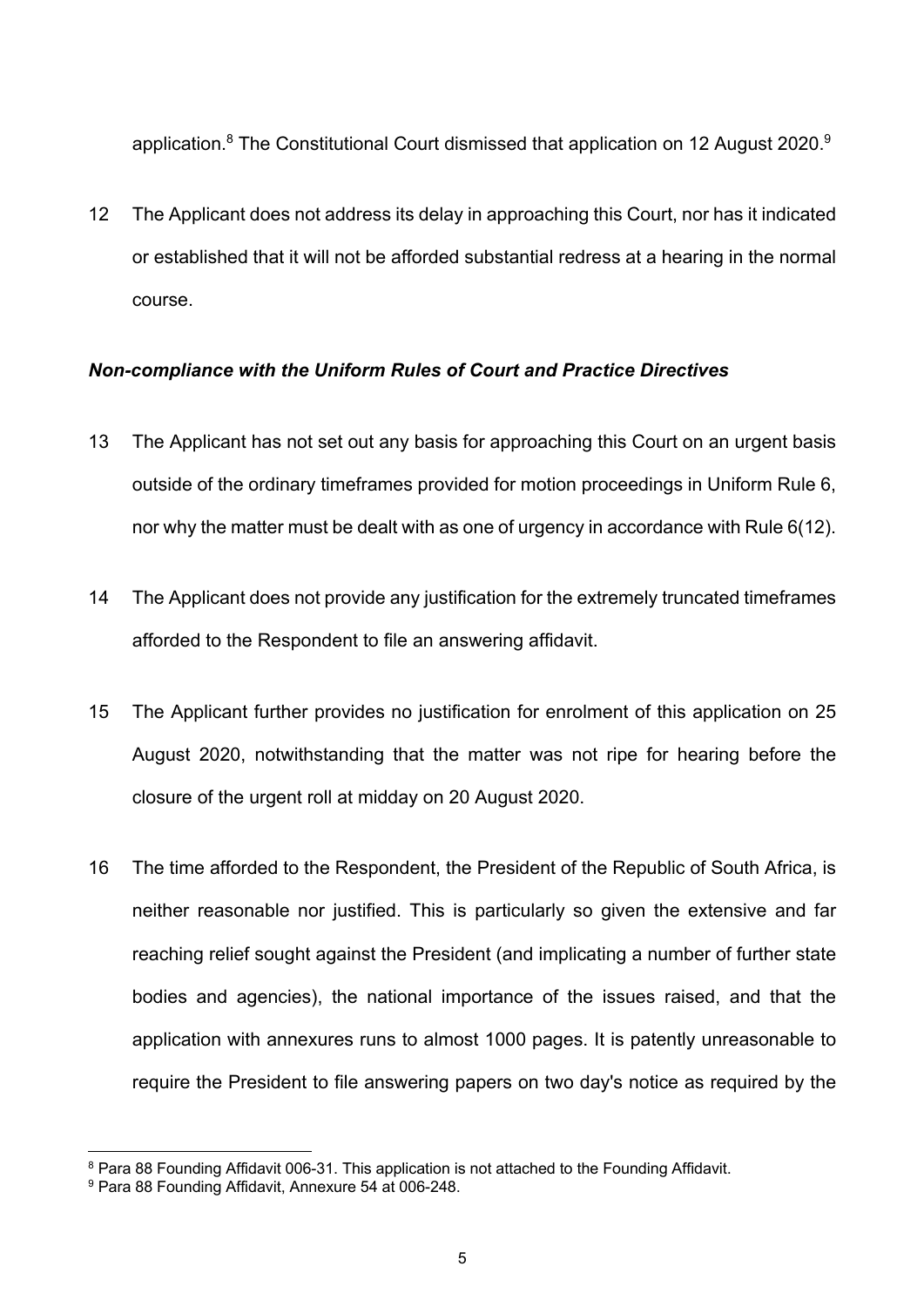application.[8] The Constitutional Court dismissed that application on 12 August 2020.[9]

12 The Applicant does not address its delay in approaching this Court, nor has it indicated or established that it will not be afforded substantial redress at a hearing in the normal course.

***Non-compliance with the Uniform Rules of Court and Practice Directives***

13 The Applicant has not set out any basis for approaching this Court on an urgent basis outside of the ordinary timeframes provided for motion proceedings in Uniform Rule 6, nor why the matter must be dealt with as one of urgency in accordance with Rule 6(12).

14 The Applicant does not provide any justification for the extremely truncated timeframes afforded to the Respondent to file an answering affidavit.

15 The Applicant further provides no justification for enrolment of this application on 25 August 2020, notwithstanding that the matter was not ripe for hearing before the closure of the urgent roll at midday on 20 August 2020.

16 The time afforded to the Respondent, the President of the Republic of South Africa, is neither reasonable nor justified. This is particularly so given the extensive and far reaching relief sought against the President (and implicating a number of further state bodies and agencies), the national importance of the issues raised, and that the application with annexures runs to almost 1000 pages. It is patently unreasonable to require the President to file answering papers on two day's notice as required by the

---

[8] Para 88 Founding Affidavit 006-31. This application is not attached to the Founding Affidavit.

[9] Para 88 Founding Affidavit, Annexure 54 at 006-248.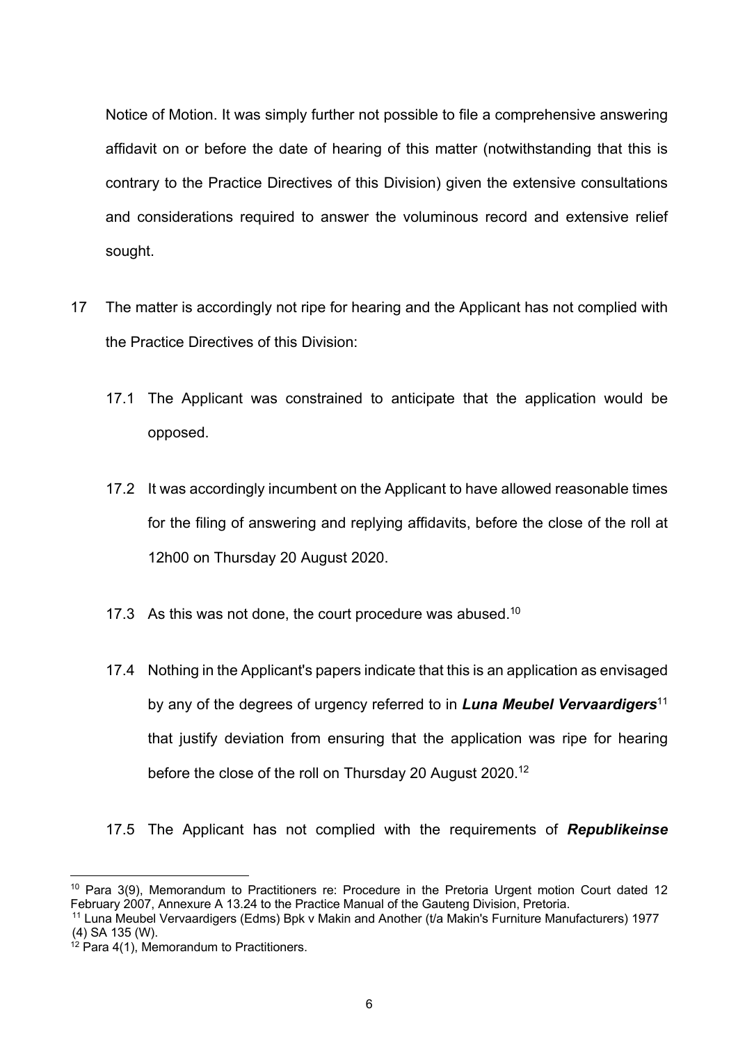Notice of Motion. It was simply further not possible to file a comprehensive answering affidavit on or before the date of hearing of this matter (notwithstanding that this is contrary to the Practice Directives of this Division) given the extensive consultations and considerations required to answer the voluminous record and extensive relief sought.

17 The matter is accordingly not ripe for hearing and the Applicant has not complied with the Practice Directives of this Division:

17.1 The Applicant was constrained to anticipate that the application would be opposed.

17.2 It was accordingly incumbent on the Applicant to have allowed reasonable times for the filing of answering and replying affidavits, before the close of the roll at 12h00 on Thursday 20 August 2020.

17.3 As this was not done, the court procedure was abused.[10]

17.4 Nothing in the Applicant's papers indicate that this is an application as envisaged by any of the degrees of urgency referred to in ***Luna Meubel Vervaardigers***[11] that justify deviation from ensuring that the application was ripe for hearing before the close of the roll on Thursday 20 August 2020.[12]

17.5 The Applicant has not complied with the requirements of ***Republikeinse***

---

[10] Para 3(9), Memorandum to Practitioners re: Procedure in the Pretoria Urgent motion Court dated 12 February 2007, Annexure A 13.24 to the Practice Manual of the Gauteng Division, Pretoria.

[11] Luna Meubel Vervaardigers (Edms) Bpk v Makin and Another (t/a Makin's Furniture Manufacturers) 1977 (4) SA 135 (W).

[12] Para 4(1), Memorandum to Practitioners.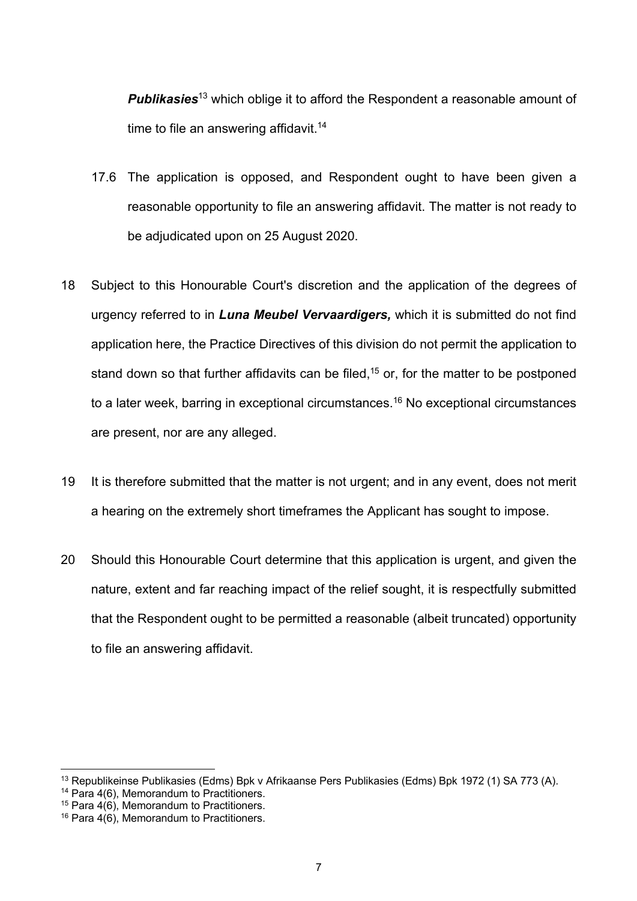***Publikasies***[13] which oblige it to afford the Respondent a reasonable amount of time to file an answering affidavit.[14]

17.6 The application is opposed, and Respondent ought to have been given a reasonable opportunity to file an answering affidavit. The matter is not ready to be adjudicated upon on 25 August 2020.

18 Subject to this Honourable Court's discretion and the application of the degrees of urgency referred to in ***Luna Meubel Vervaardigers,*** which it is submitted do not find application here, the Practice Directives of this division do not permit the application to stand down so that further affidavits can be filed,[15] or, for the matter to be postponed to a later week, barring in exceptional circumstances.[16] No exceptional circumstances are present, nor are any alleged.

19 It is therefore submitted that the matter is not urgent; and in any event, does not merit a hearing on the extremely short timeframes the Applicant has sought to impose.

20 Should this Honourable Court determine that this application is urgent, and given the nature, extent and far reaching impact of the relief sought, it is respectfully submitted that the Respondent ought to be permitted a reasonable (albeit truncated) opportunity to file an answering affidavit.

---

[13] Republikeinse Publikasies (Edms) Bpk v Afrikaanse Pers Publikasies (Edms) Bpk 1972 (1) SA 773 (A).

[14] Para 4(6), Memorandum to Practitioners.

[15] Para 4(6), Memorandum to Practitioners.

[16] Para 4(6), Memorandum to Practitioners.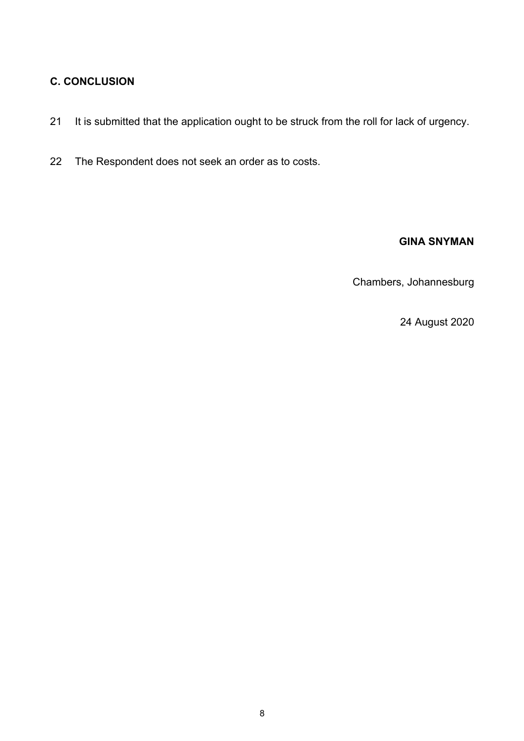## C. CONCLUSION

21 It is submitted that the application ought to be struck from the roll for lack of urgency.

22 The Respondent does not seek an order as to costs.

**GINA SNYMAN**

Chambers, Johannesburg

24 August 2020